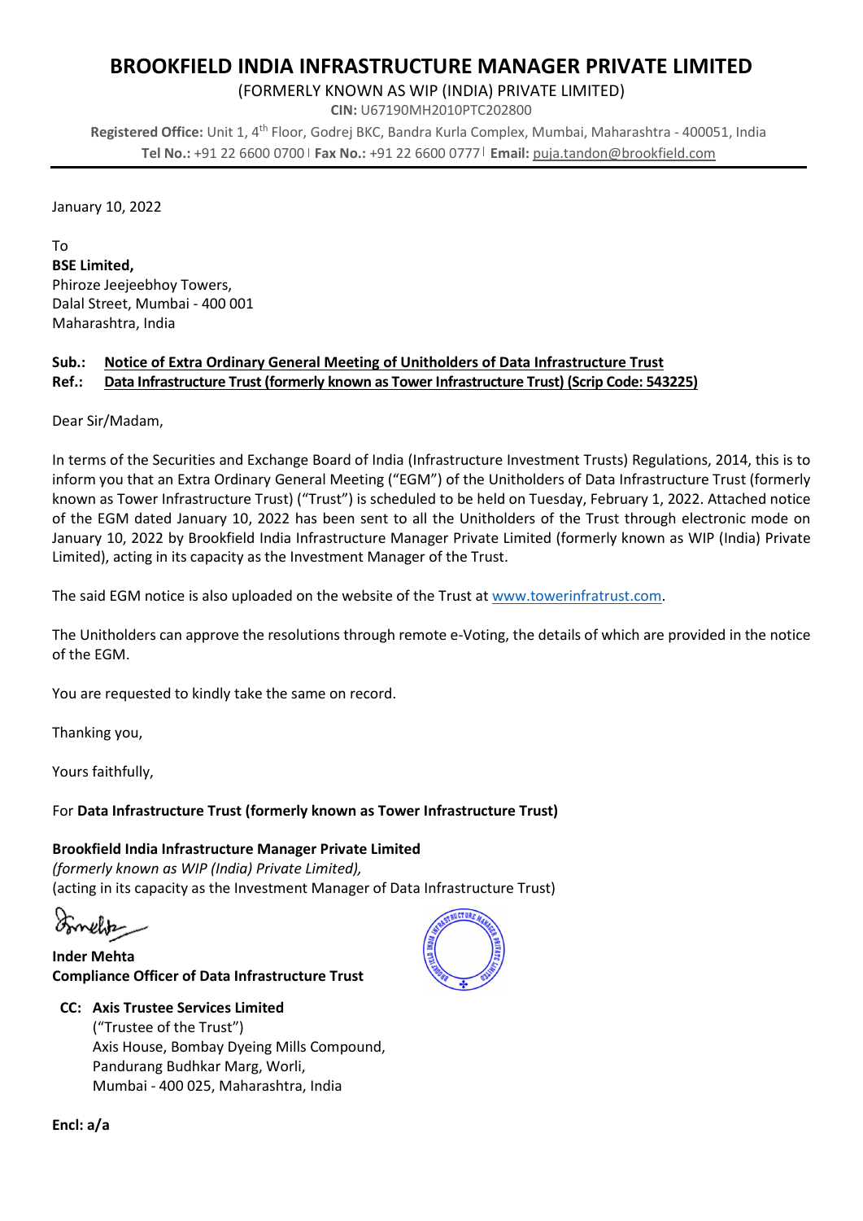# BROOKFIELD INDIA INFRASTRUCTURE MANAGER PRIVATE LIMITED

(FORMERLY KNOWN AS WIP (INDIA) PRIVATE LIMITED)

**CIN:** U67190MH2010PTC202800

**Registered Office:** Unit 1, 4th Floor, Godrej BKC, Bandra Kurla Complex, Mumbai, Maharashtra - 400051, India
**Tel No.:** +91 22 6600 0700 | **Fax No.:** +91 22 6600 0777 | **Email:** puja.tandon@brookfield.com

---

January 10, 2022

To
**BSE Limited,**
Phiroze Jeejeebhoy Towers,
Dalal Street, Mumbai - 400 001
Maharashtra, India

**Sub.: Notice of Extra Ordinary General Meeting of Unitholders of Data Infrastructure Trust**
**Ref.: Data Infrastructure Trust (formerly known as Tower Infrastructure Trust) (Scrip Code: 543225)**

Dear Sir/Madam,

In terms of the Securities and Exchange Board of India (Infrastructure Investment Trusts) Regulations, 2014, this is to inform you that an Extra Ordinary General Meeting ("EGM") of the Unitholders of Data Infrastructure Trust (formerly known as Tower Infrastructure Trust) ("Trust") is scheduled to be held on Tuesday, February 1, 2022. Attached notice of the EGM dated January 10, 2022 has been sent to all the Unitholders of the Trust through electronic mode on January 10, 2022 by Brookfield India Infrastructure Manager Private Limited (formerly known as WIP (India) Private Limited), acting in its capacity as the Investment Manager of the Trust.

The said EGM notice is also uploaded on the website of the Trust at www.towerinfratrust.com.

The Unitholders can approve the resolutions through remote e-Voting, the details of which are provided in the notice of the EGM.

You are requested to kindly take the same on record.

Thanking you,

Yours faithfully,

For **Data Infrastructure Trust (formerly known as Tower Infrastructure Trust)**

**Brookfield India Infrastructure Manager Private Limited**
*(formerly known as WIP (India) Private Limited),*
(acting in its capacity as the Investment Manager of Data Infrastructure Trust)

**Inder Mehta**
**Compliance Officer of Data Infrastructure Trust**

**CC: Axis Trustee Services Limited**
("Trustee of the Trust")
Axis House, Bombay Dyeing Mills Compound,
Pandurang Budhkar Marg, Worli,
Mumbai - 400 025, Maharashtra, India

**Encl: a/a**